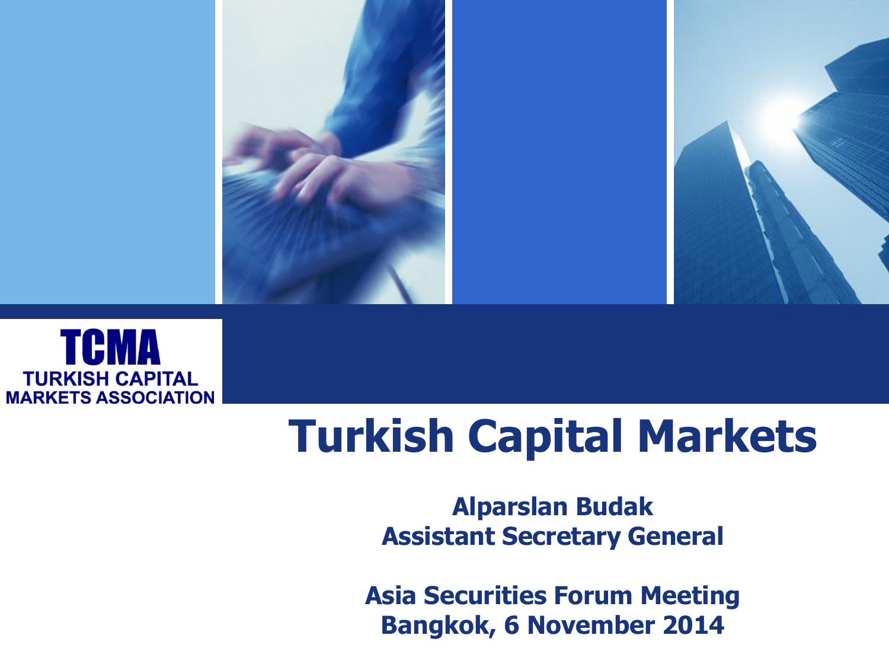**TCMA**
**TURKISH CAPITAL MARKETS ASSOCIATION**

# Turkish Capital Markets

**Alparslan Budak**
**Assistant Secretary General**

**Asia Securities Forum Meeting**
**Bangkok, 6 November 2014**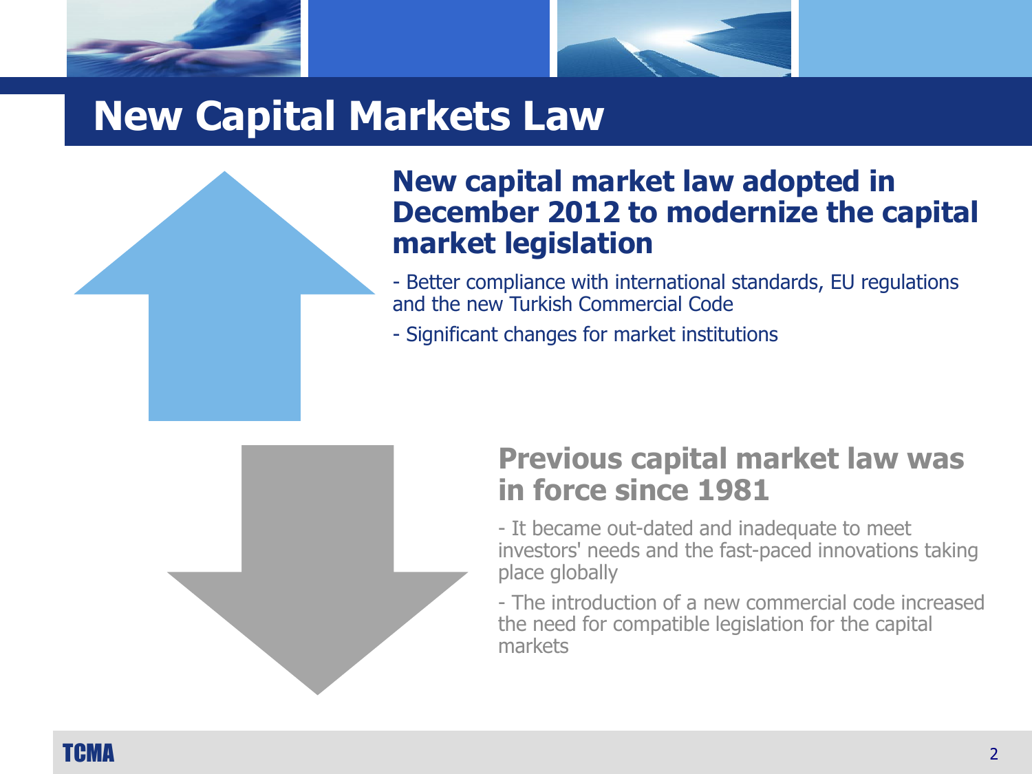# New Capital Markets Law

## New capital market law adopted in December 2012 to modernize the capital market legislation

- Better compliance with international standards, EU regulations and the new Turkish Commercial Code
- Significant changes for market institutions

## Previous capital market law was in force since 1981

- It became out-dated and inadequate to meet investors' needs and the fast-paced innovations taking place globally
- The introduction of a new commercial code increased the need for compatible legislation for the capital markets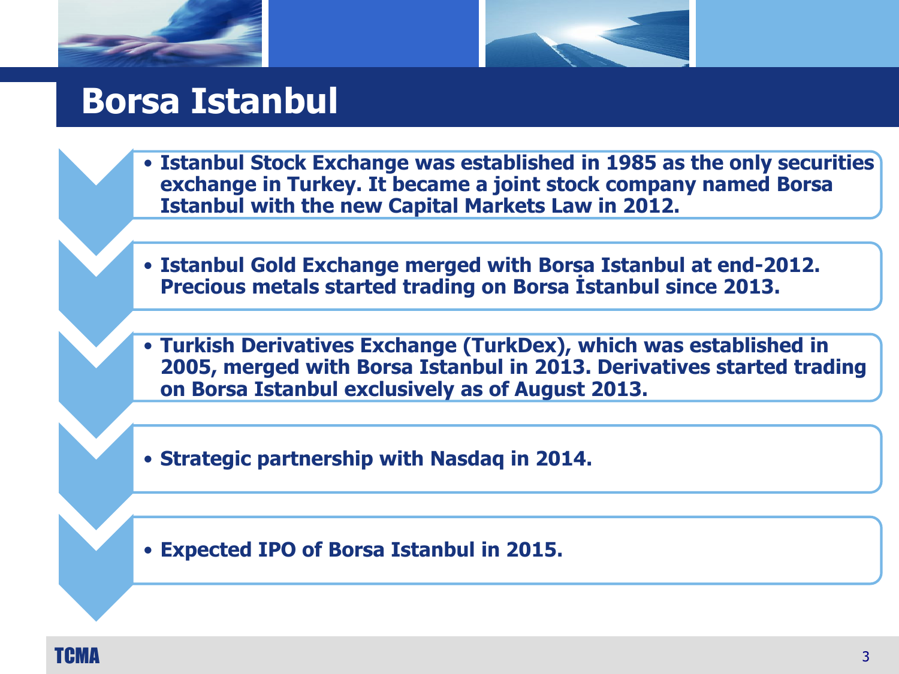# Borsa Istanbul

- **Istanbul Stock Exchange was established in 1985 as the only securities exchange in Turkey. It became a joint stock company named Borsa Istanbul with the new Capital Markets Law in 2012.**
- **Istanbul Gold Exchange merged with Borsa Istanbul at end-2012. Precious metals started trading on Borsa İstanbul since 2013.**
- **Turkish Derivatives Exchange (TurkDex), which was established in 2005, merged with Borsa Istanbul in 2013. Derivatives started trading on Borsa Istanbul exclusively as of August 2013.**
- **Strategic partnership with Nasdaq in 2014.**
- **Expected IPO of Borsa Istanbul in 2015.**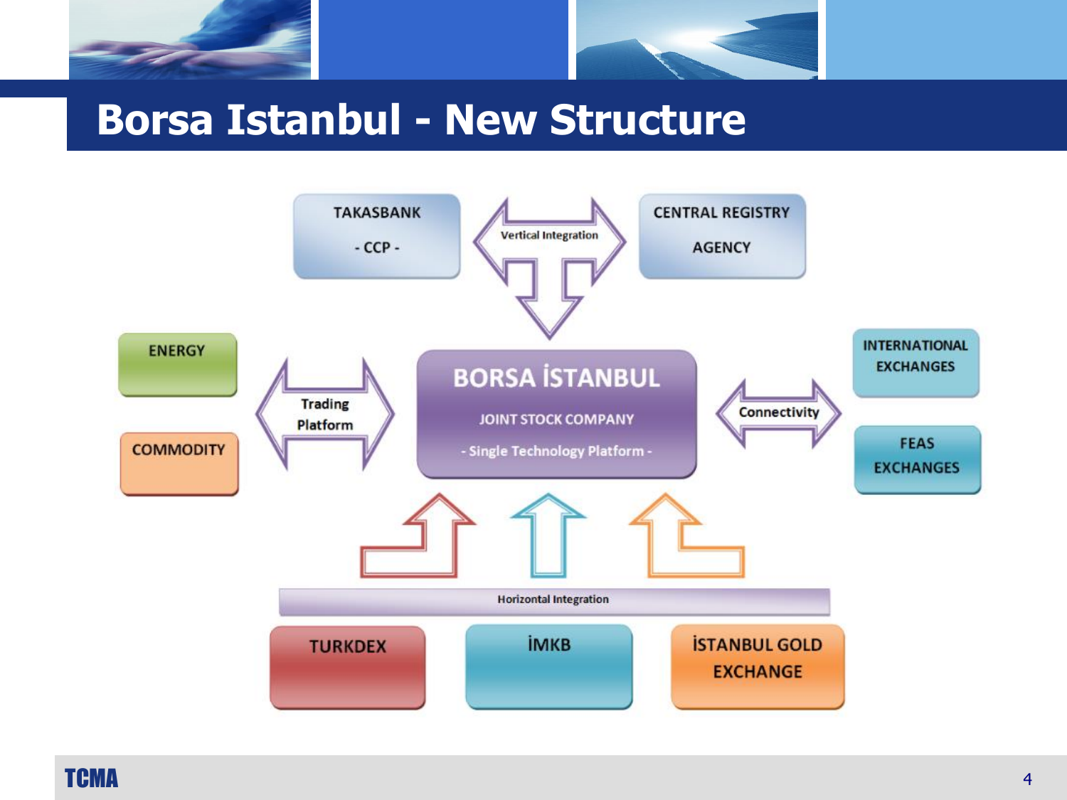# Borsa Istanbul - New Structure

TAKASBANK
- CCP -

Vertical Integration

CENTRAL REGISTRY AGENCY

ENERGY

COMMODITY

Trading Platform

BORSA İSTANBUL
JOINT STOCK COMPANY
- Single Technology Platform -

Connectivity

INTERNATIONAL EXCHANGES

FEAS EXCHANGES

Horizontal Integration

TURKDEX

İMKB

İSTANBUL GOLD EXCHANGE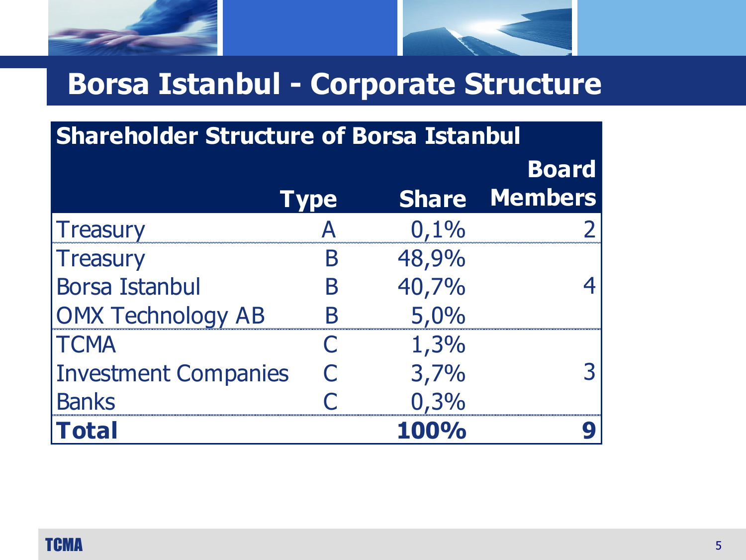# Borsa Istanbul - Corporate Structure

**Shareholder Structure of Borsa Istanbul**

| | Type | Share | Board Members |
|---|---|---|---|
| Treasury | A | 0,1% | 2 |
| Treasury | B | 48,9% | |
| Borsa Istanbul | B | 40,7% | 4 |
| OMX Technology AB | B | 5,0% | |
| TCMA | C | 1,3% | |
| Investment Companies | C | 3,7% | 3 |
| Banks | C | 0,3% | |
| **Total** | | **100%** | **9** |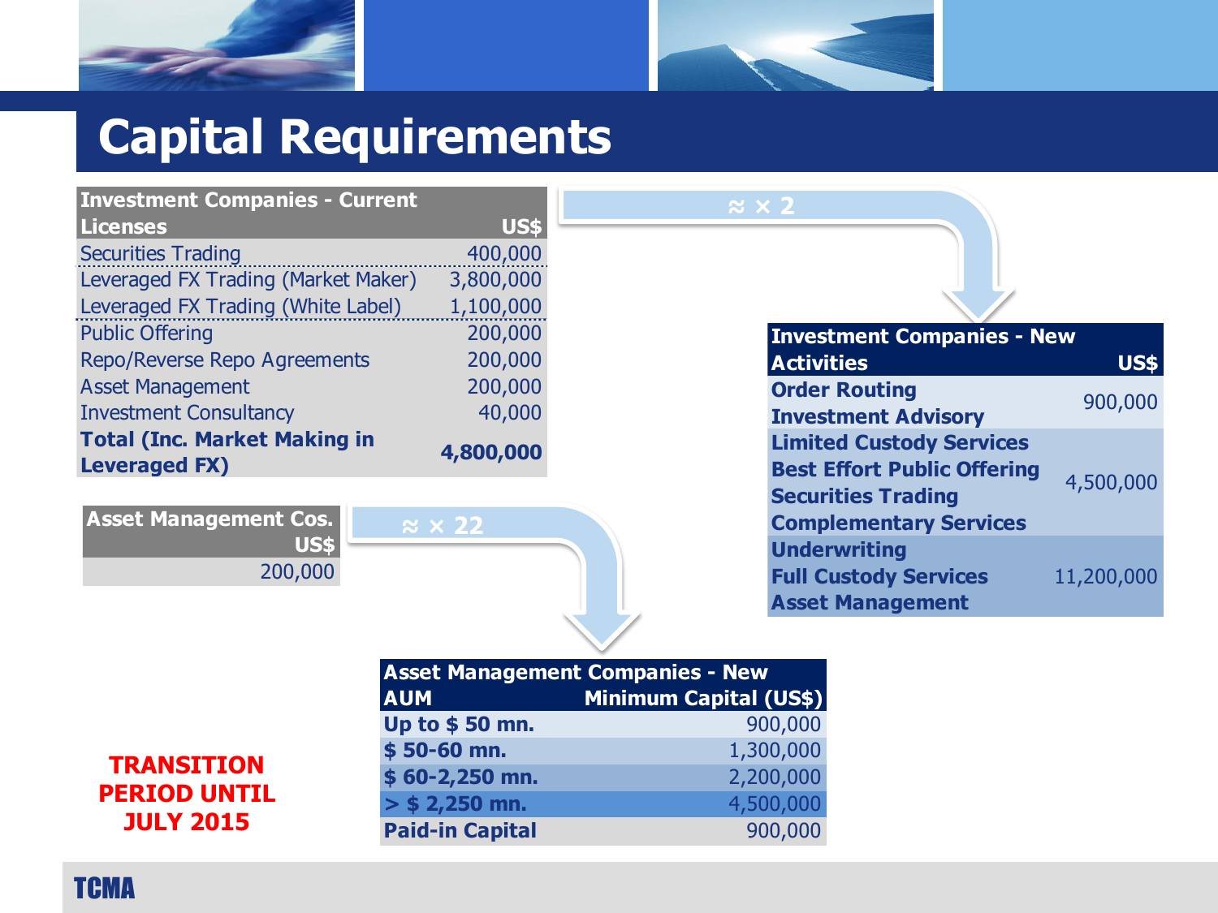# Capital Requirements

| Investment Companies - Current Licenses | US$ |
|---|---|
| Securities Trading | 400,000 |
| Leveraged FX Trading (Market Maker) | 3,800,000 |
| Leveraged FX Trading (White Label) | 1,100,000 |
| Public Offering | 200,000 |
| Repo/Reverse Repo Agreements | 200,000 |
| Asset Management | 200,000 |
| Investment Consultancy | 40,000 |
| **Total (Inc. Market Making in Leveraged FX)** | **4,800,000** |

≈ × 2

| Investment Companies - New Activities | US$ |
|---|---|
| **Order Routing**<br>**Investment Advisory** | 900,000 |
| **Limited Custody Services**<br>**Best Effort Public Offering**<br>**Securities Trading**<br>**Complementary Services** | 4,500,000 |
| **Underwriting**<br>**Full Custody Services**<br>**Asset Management** | 11,200,000 |

| Asset Management Cos. US$ |
|---|
| 200,000 |

≈ × 22

| Asset Management Companies - New AUM | Minimum Capital (US$) |
|---|---|
| **Up to $ 50 mn.** | 900,000 |
| **$ 50-60 mn.** | 1,300,000 |
| **$ 60-2,250 mn.** | 2,200,000 |
| **> $ 2,250 mn.** | 4,500,000 |
| **Paid-in Capital** | 900,000 |

**TRANSITION PERIOD UNTIL JULY 2015**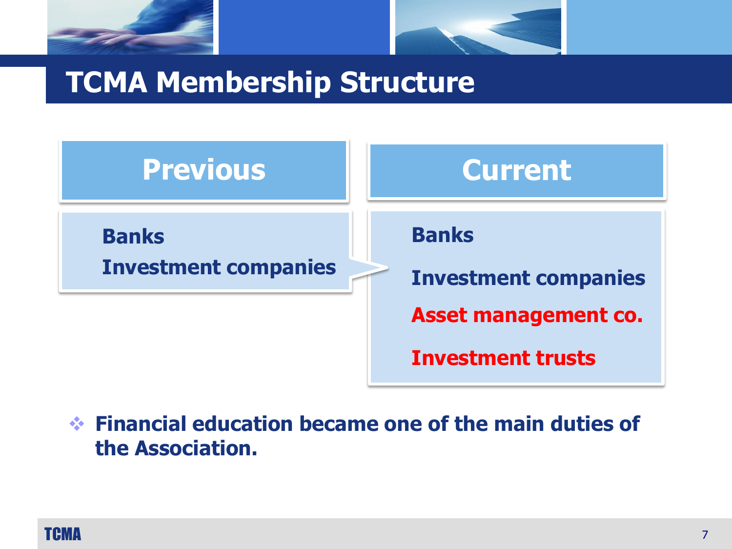# TCMA Membership Structure

| Previous | Current |
| --- | --- |
| Banks | Banks |
| Investment companies | Investment companies |
| | Asset management co. |
| | Investment trusts |

- **Financial education became one of the main duties of the Association.**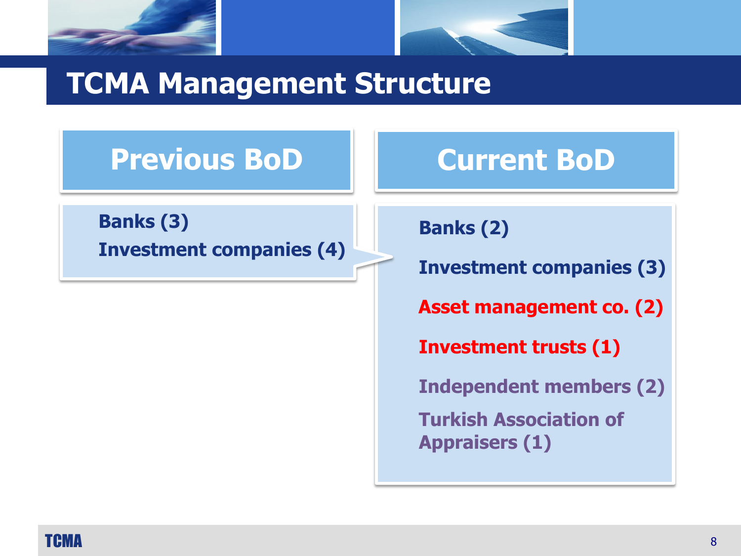# TCMA Management Structure

## Previous BoD

**Banks (3)**
**Investment companies (4)**

## Current BoD

**Banks (2)**

**Investment companies (3)**

**Asset management co. (2)**

**Investment trusts (1)**

**Independent members (2)**

**Turkish Association of Appraisers (1)**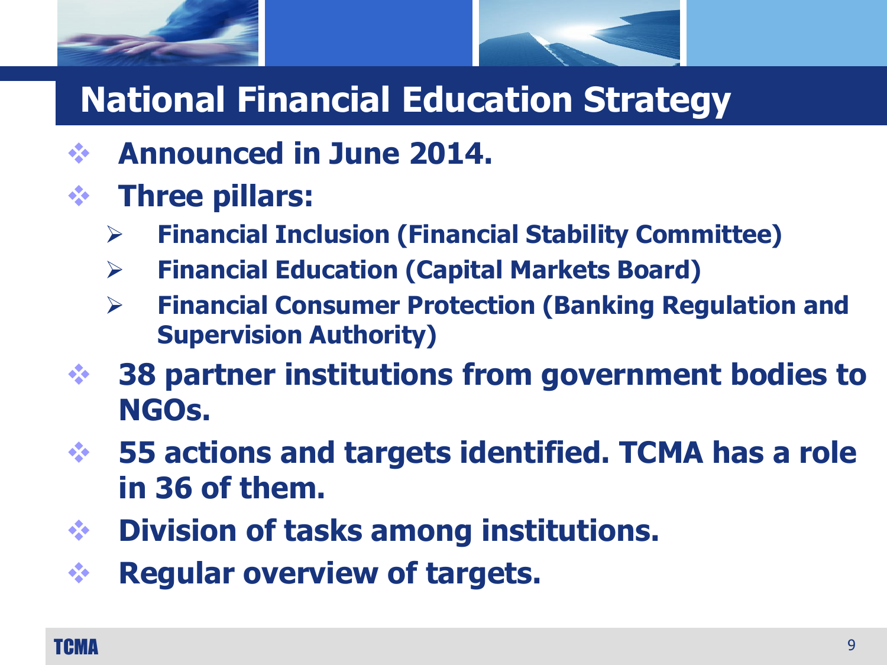# National Financial Education Strategy

- **Announced in June 2014.**
- **Three pillars:**
  - **Financial Inclusion (Financial Stability Committee)**
  - **Financial Education (Capital Markets Board)**
  - **Financial Consumer Protection (Banking Regulation and Supervision Authority)**
- **38 partner institutions from government bodies to NGOs.**
- **55 actions and targets identified. TCMA has a role in 36 of them.**
- **Division of tasks among institutions.**
- **Regular overview of targets.**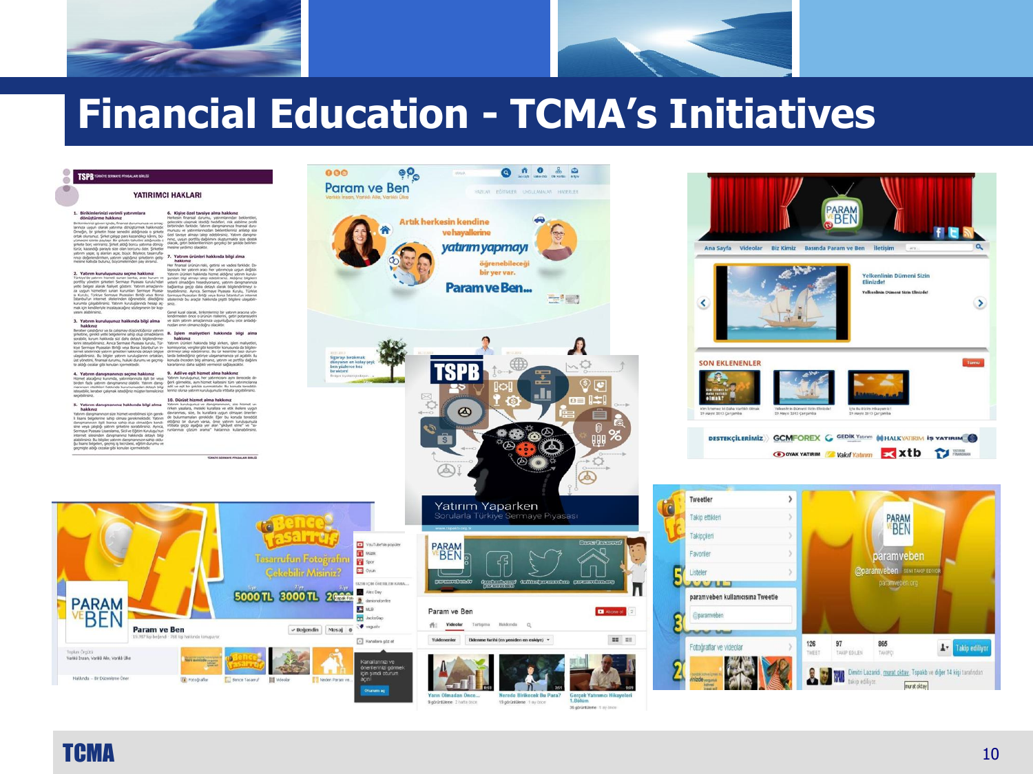# Financial Education - TCMA's Initiatives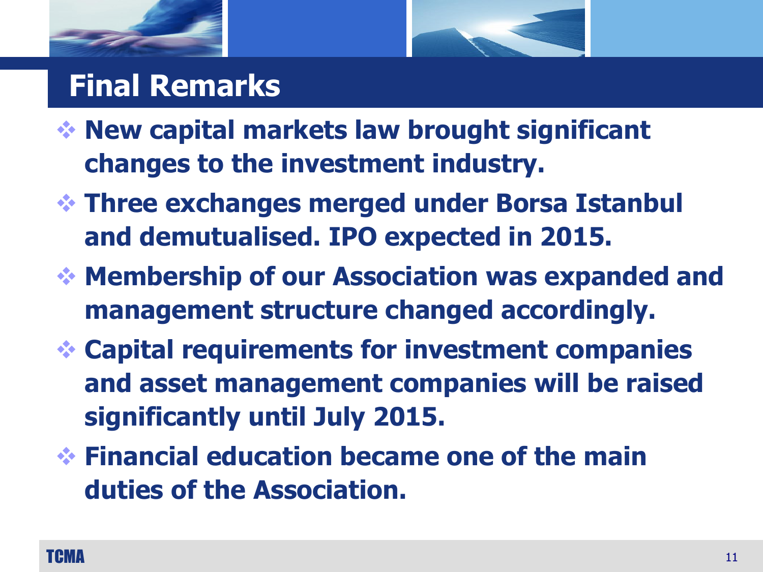# Final Remarks

- **New capital markets law brought significant changes to the investment industry.**
- **Three exchanges merged under Borsa Istanbul and demutualised. IPO expected in 2015.**
- **Membership of our Association was expanded and management structure changed accordingly.**
- **Capital requirements for investment companies and asset management companies will be raised significantly until July 2015.**
- **Financial education became one of the main duties of the Association.**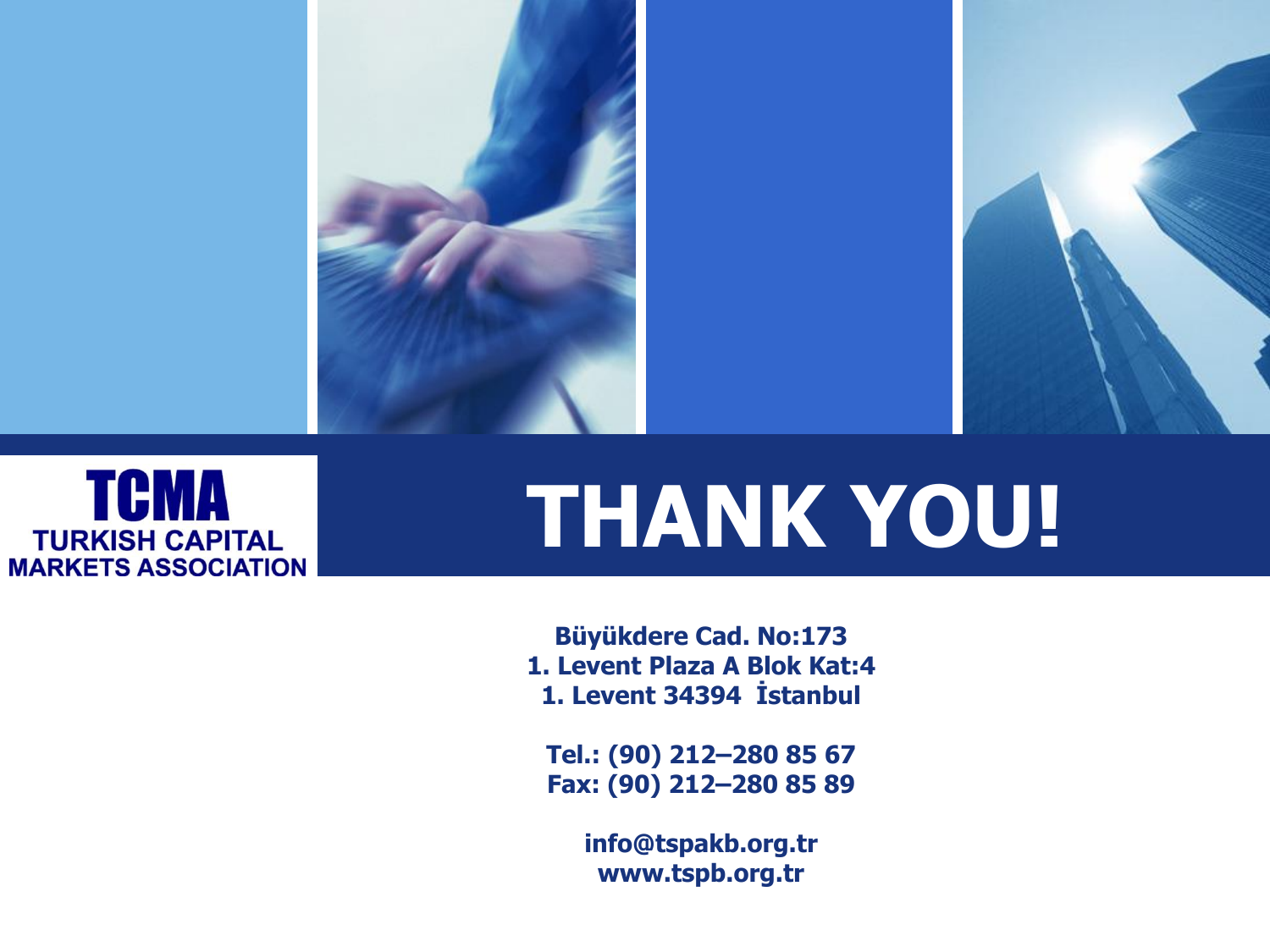**TCMA**
**TURKISH CAPITAL MARKETS ASSOCIATION**

# THANK YOU!

**Büyükdere Cad. No:173**
**1. Levent Plaza A Blok Kat:4**
**1. Levent 34394  İstanbul**

**Tel.: (90) 212–280 85 67**
**Fax: (90) 212–280 85 89**

**info@tspakb.org.tr**
**www.tspb.org.tr**